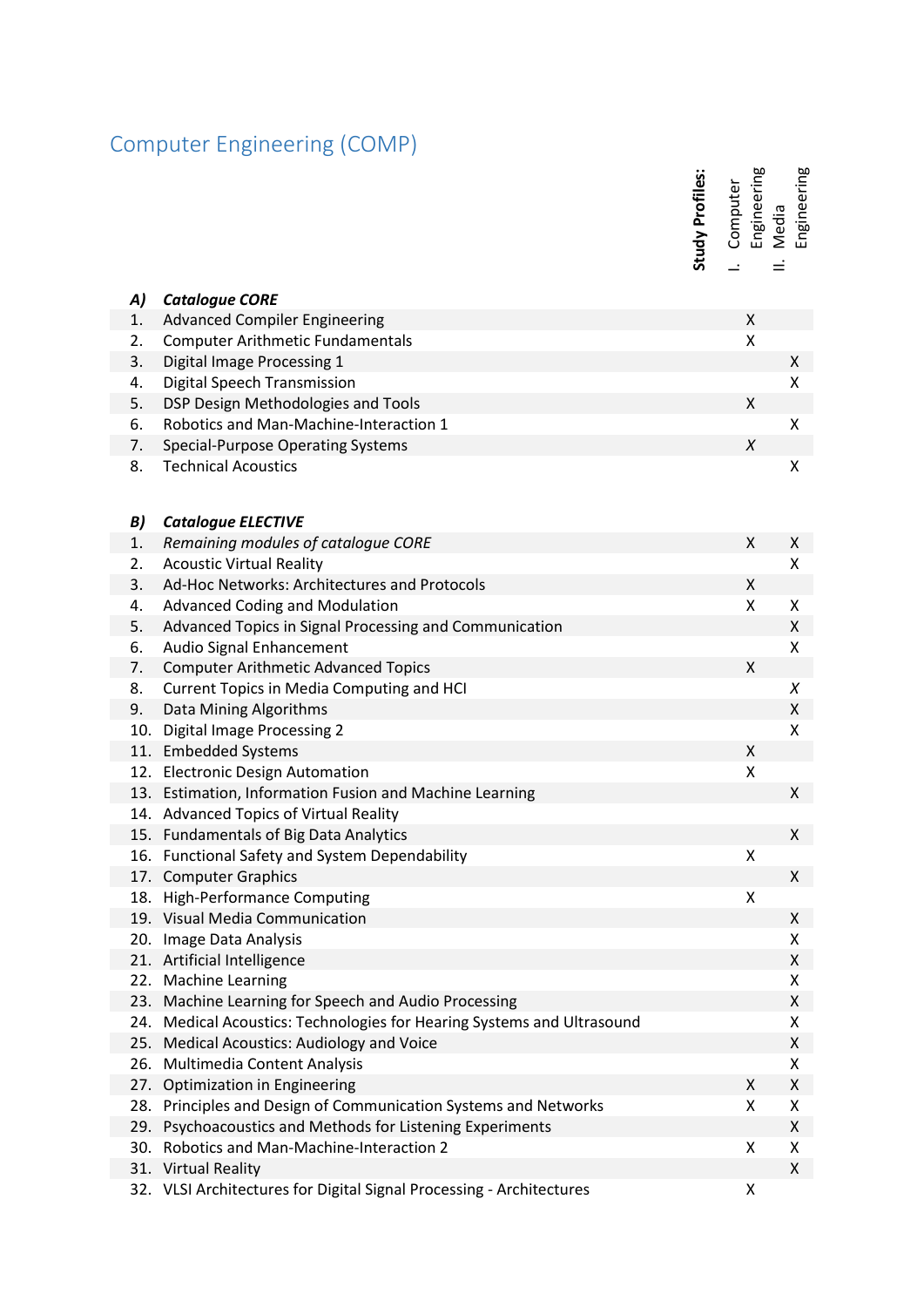# Computer Engineering (COMP)

| | | Study Profiles: I. Computer Engineering | II. Media Engineering |
|---|---|---|---|
| ***A)*** | ***Catalogue CORE*** | | |
| 1. | Advanced Compiler Engineering | X | |
| 2. | Computer Arithmetic Fundamentals | X | |
| 3. | Digital Image Processing 1 | | X |
| 4. | Digital Speech Transmission | | X |
| 5. | DSP Design Methodologies and Tools | X | |
| 6. | Robotics and Man-Machine-Interaction 1 | | X |
| 7. | Special-Purpose Operating Systems | *X* | |
| 8. | Technical Acoustics | | X |
| ***B)*** | ***Catalogue ELECTIVE*** | | |
| 1. | *Remaining modules of catalogue CORE* | X | X |
| 2. | Acoustic Virtual Reality | | X |
| 3. | Ad-Hoc Networks: Architectures and Protocols | X | |
| 4. | Advanced Coding and Modulation | X | X |
| 5. | Advanced Topics in Signal Processing and Communication | | X |
| 6. | Audio Signal Enhancement | | X |
| 7. | Computer Arithmetic Advanced Topics | X | |
| 8. | Current Topics in Media Computing and HCI | | *X* |
| 9. | Data Mining Algorithms | | X |
| 10. | Digital Image Processing 2 | | X |
| 11. | Embedded Systems | X | |
| 12. | Electronic Design Automation | X | |
| 13. | Estimation, Information Fusion and Machine Learning | | X |
| 14. | Advanced Topics of Virtual Reality | | |
| 15. | Fundamentals of Big Data Analytics | | X |
| 16. | Functional Safety and System Dependability | X | |
| 17. | Computer Graphics | | X |
| 18. | High-Performance Computing | X | |
| 19. | Visual Media Communication | | X |
| 20. | Image Data Analysis | | X |
| 21. | Artificial Intelligence | | X |
| 22. | Machine Learning | | X |
| 23. | Machine Learning for Speech and Audio Processing | | X |
| 24. | Medical Acoustics: Technologies for Hearing Systems and Ultrasound | | X |
| 25. | Medical Acoustics: Audiology and Voice | | X |
| 26. | Multimedia Content Analysis | | X |
| 27. | Optimization in Engineering | X | X |
| 28. | Principles and Design of Communication Systems and Networks | X | X |
| 29. | Psychoacoustics and Methods for Listening Experiments | | X |
| 30. | Robotics and Man-Machine-Interaction 2 | X | X |
| 31. | Virtual Reality | | X |
| 32. | VLSI Architectures for Digital Signal Processing - Architectures | X | |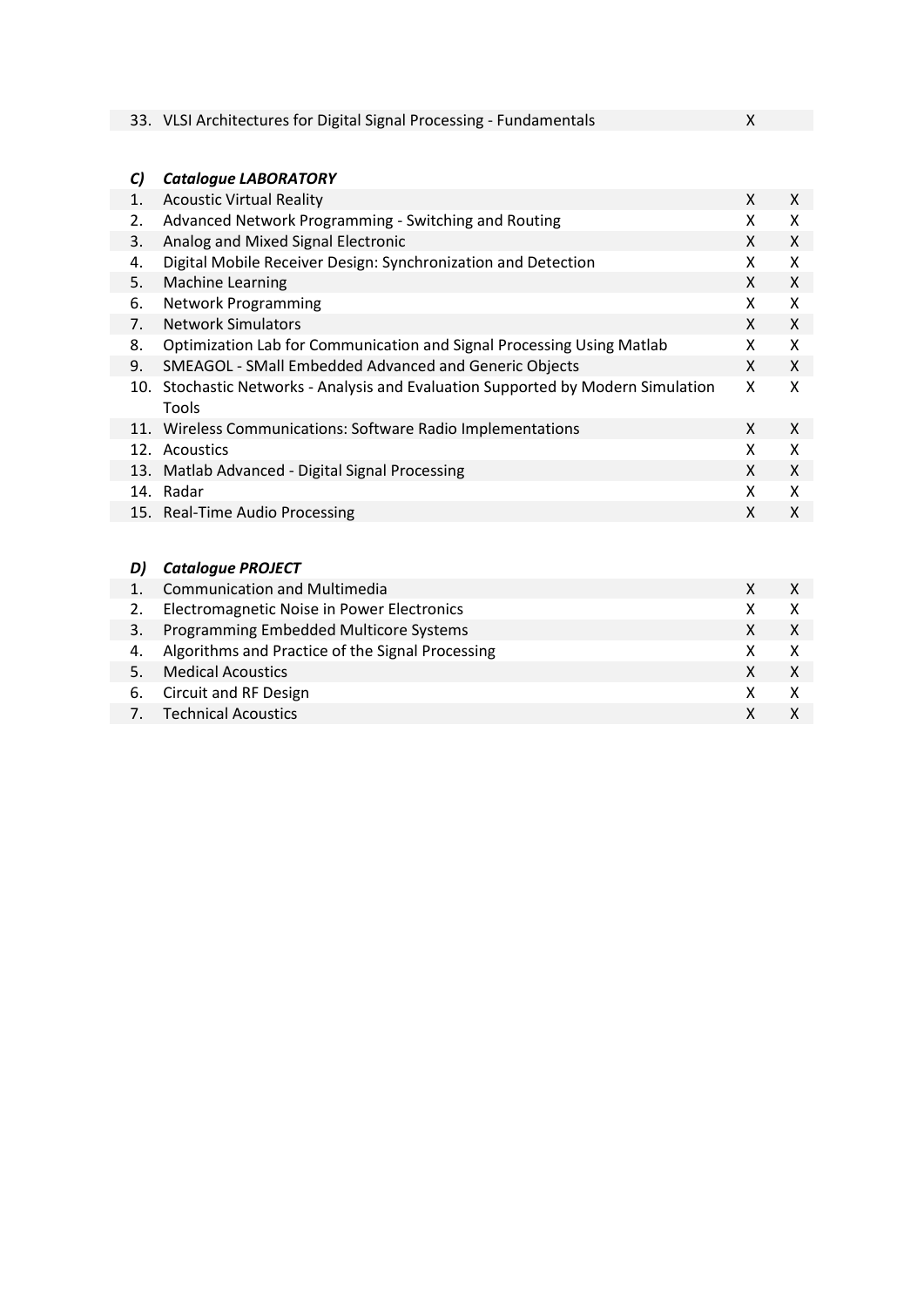| | | | |
|---|---|---|---|
| 33. | VLSI Architectures for Digital Signal Processing - Fundamentals | X | |

***C) Catalogue LABORATORY***

| | | | |
|---|---|---|---|
| 1. | Acoustic Virtual Reality | X | X |
| 2. | Advanced Network Programming - Switching and Routing | X | X |
| 3. | Analog and Mixed Signal Electronic | X | X |
| 4. | Digital Mobile Receiver Design: Synchronization and Detection | X | X |
| 5. | Machine Learning | X | X |
| 6. | Network Programming | X | X |
| 7. | Network Simulators | X | X |
| 8. | Optimization Lab for Communication and Signal Processing Using Matlab | X | X |
| 9. | SMEAGOL - SMall Embedded Advanced and Generic Objects | X | X |
| 10. | Stochastic Networks - Analysis and Evaluation Supported by Modern Simulation Tools | X | X |
| 11. | Wireless Communications: Software Radio Implementations | X | X |
| 12. | Acoustics | X | X |
| 13. | Matlab Advanced - Digital Signal Processing | X | X |
| 14. | Radar | X | X |
| 15. | Real-Time Audio Processing | X | X |

***D) Catalogue PROJECT***

| | | | |
|---|---|---|---|
| 1. | Communication and Multimedia | X | X |
| 2. | Electromagnetic Noise in Power Electronics | X | X |
| 3. | Programming Embedded Multicore Systems | X | X |
| 4. | Algorithms and Practice of the Signal Processing | X | X |
| 5. | Medical Acoustics | X | X |
| 6. | Circuit and RF Design | X | X |
| 7. | Technical Acoustics | X | X |